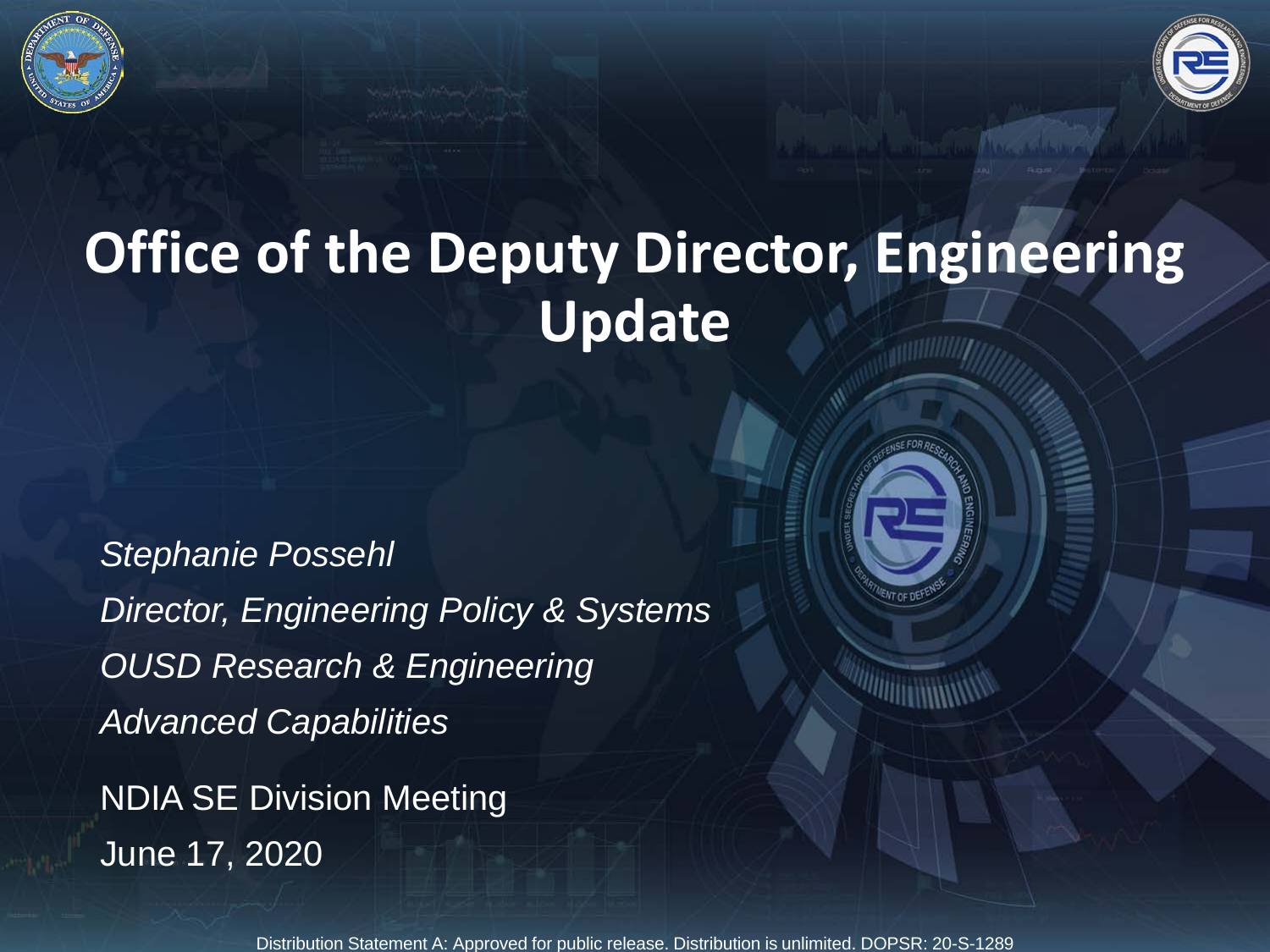# Office of the Deputy Director, Engineering Update

*Stephanie Possehl*

*Director, Engineering Policy & Systems*

*OUSD Research & Engineering*

*Advanced Capabilities*

NDIA SE Division Meeting

June 17, 2020

Distribution Statement A: Approved for public release. Distribution is unlimited. DOPSR: 20-S-1289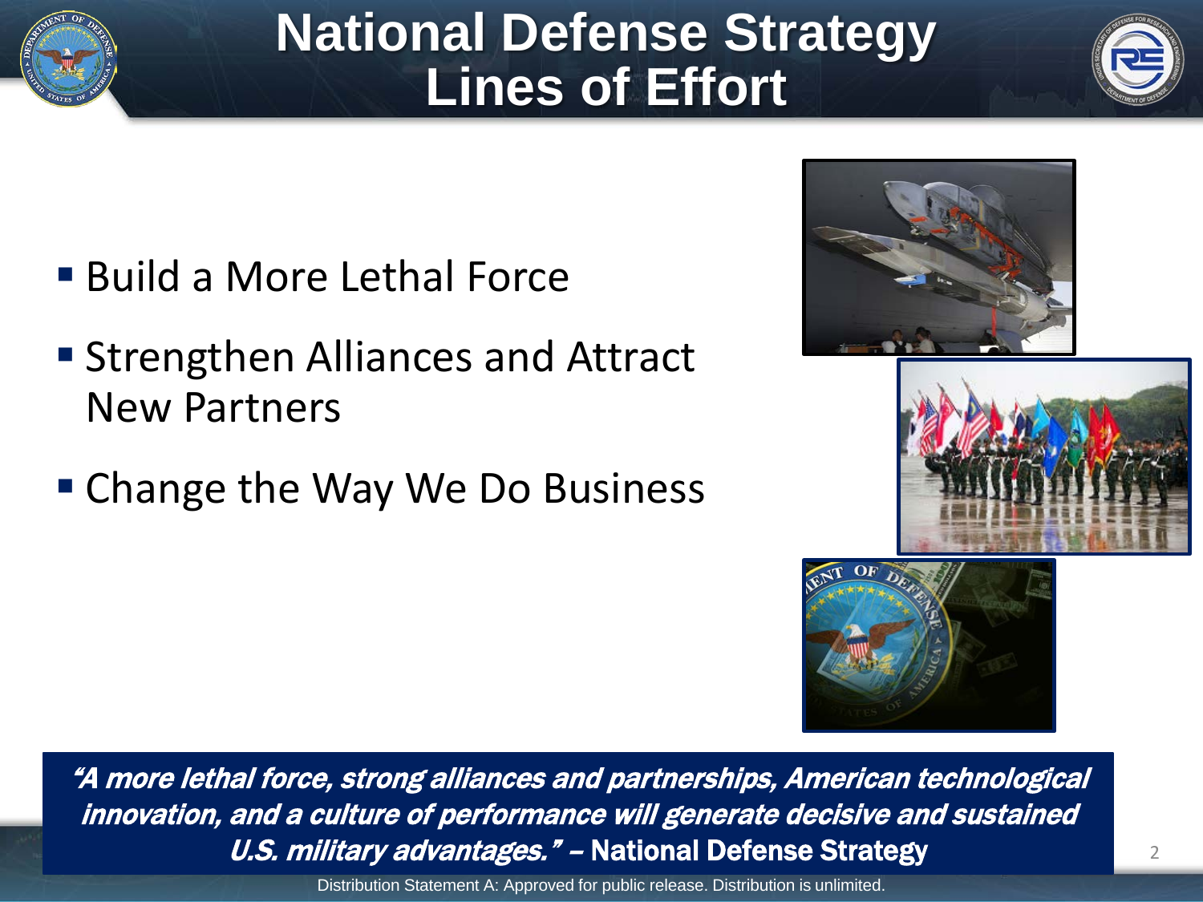# National Defense Strategy Lines of Effort

- Build a More Lethal Force
- Strengthen Alliances and Attract New Partners
- Change the Way We Do Business

*"A more lethal force, strong alliances and partnerships, American technological innovation, and a culture of performance will generate decisive and sustained U.S. military advantages."* – **National Defense Strategy**

Distribution Statement A: Approved for public release. Distribution is unlimited.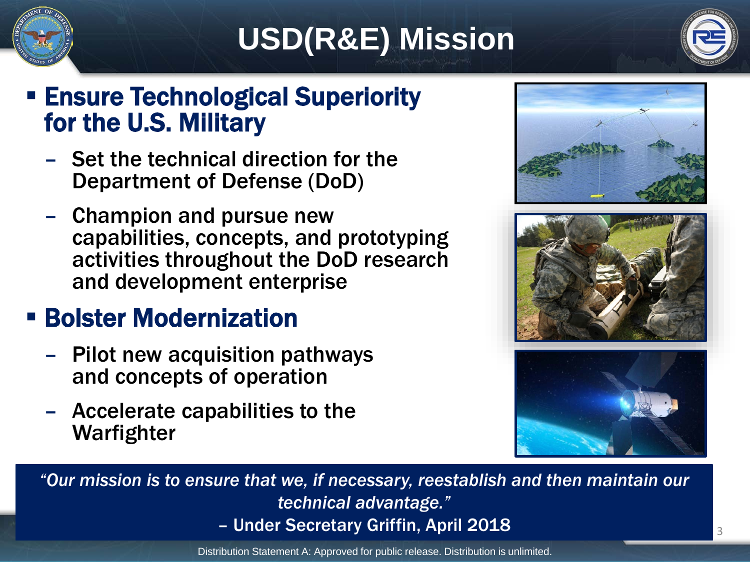# USD(R&E) Mission

- **Ensure Technological Superiority for the U.S. Military**
  - Set the technical direction for the Department of Defense (DoD)
  - Champion and pursue new capabilities, concepts, and prototyping activities throughout the DoD research and development enterprise
- **Bolster Modernization**
  - Pilot new acquisition pathways and concepts of operation
  - Accelerate capabilities to the Warfighter

*"Our mission is to ensure that we, if necessary, reestablish and then maintain our technical advantage."*

– Under Secretary Griffin, April 2018

Distribution Statement A: Approved for public release. Distribution is unlimited.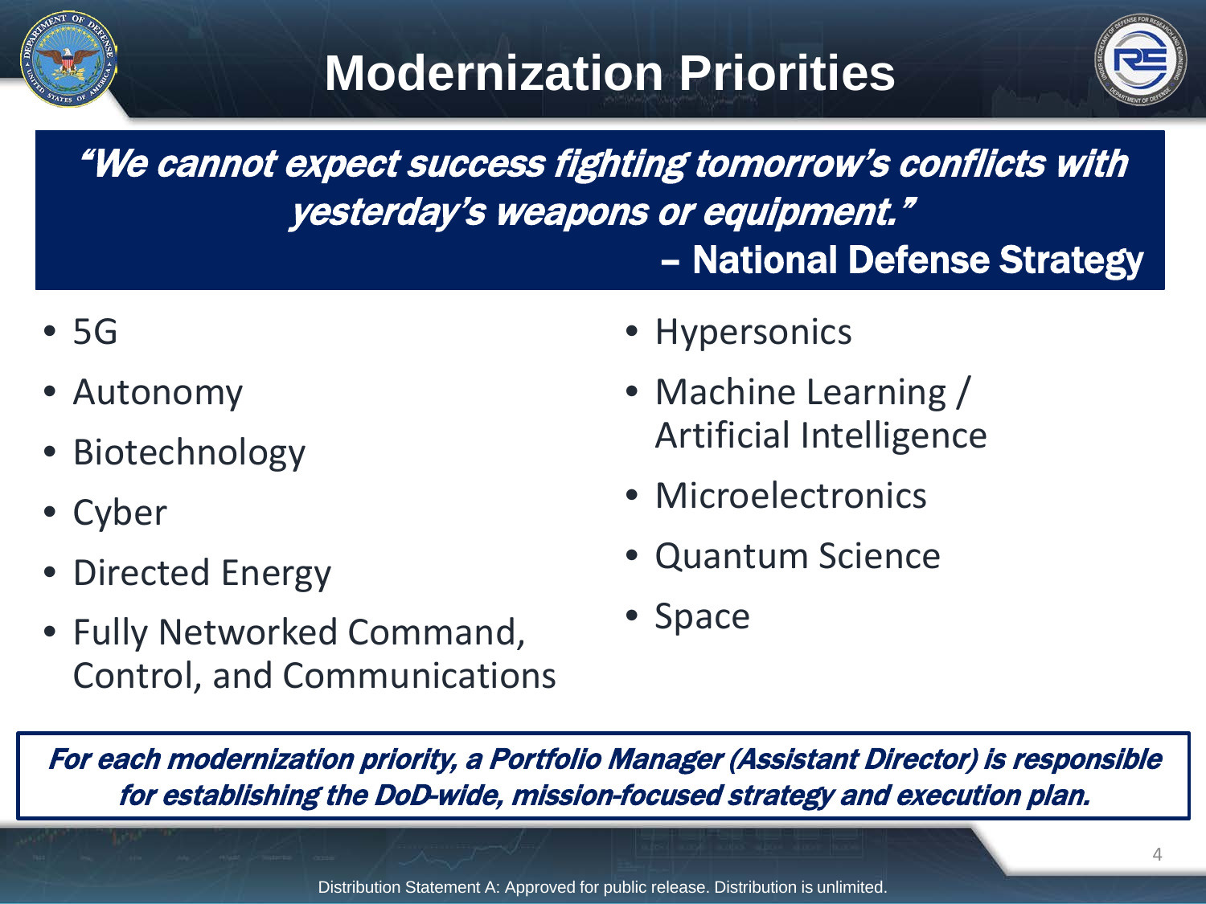# Modernization Priorities

***"We cannot expect success fighting tomorrow's conflicts with yesterday's weapons or equipment."***
**– National Defense Strategy**

- 5G
- Autonomy
- Biotechnology
- Cyber
- Directed Energy
- Fully Networked Command, Control, and Communications
- Hypersonics
- Machine Learning / Artificial Intelligence
- Microelectronics
- Quantum Science
- Space

***For each modernization priority, a Portfolio Manager (Assistant Director) is responsible for establishing the DoD-wide, mission-focused strategy and execution plan.***

Distribution Statement A: Approved for public release. Distribution is unlimited.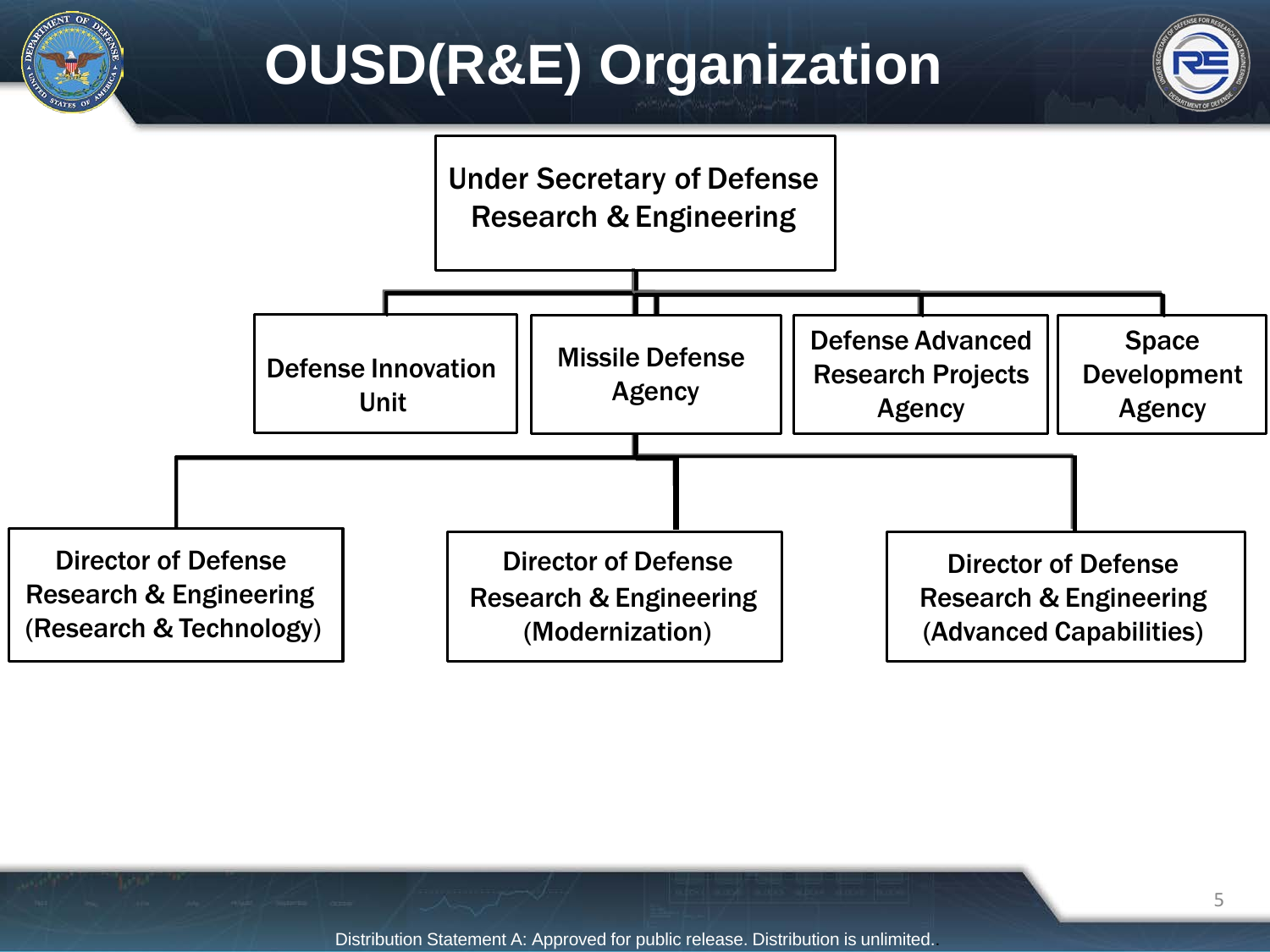# OUSD(R&E) Organization

- Under Secretary of Defense Research & Engineering
  - Defense Innovation Unit
  - Missile Defense Agency
  - Defense Advanced Research Projects Agency
  - Space Development Agency
  - Director of Defense Research & Engineering (Research & Technology)
  - Director of Defense Research & Engineering (Modernization)
  - Director of Defense Research & Engineering (Advanced Capabilities)

Distribution Statement A: Approved for public release. Distribution is unlimited.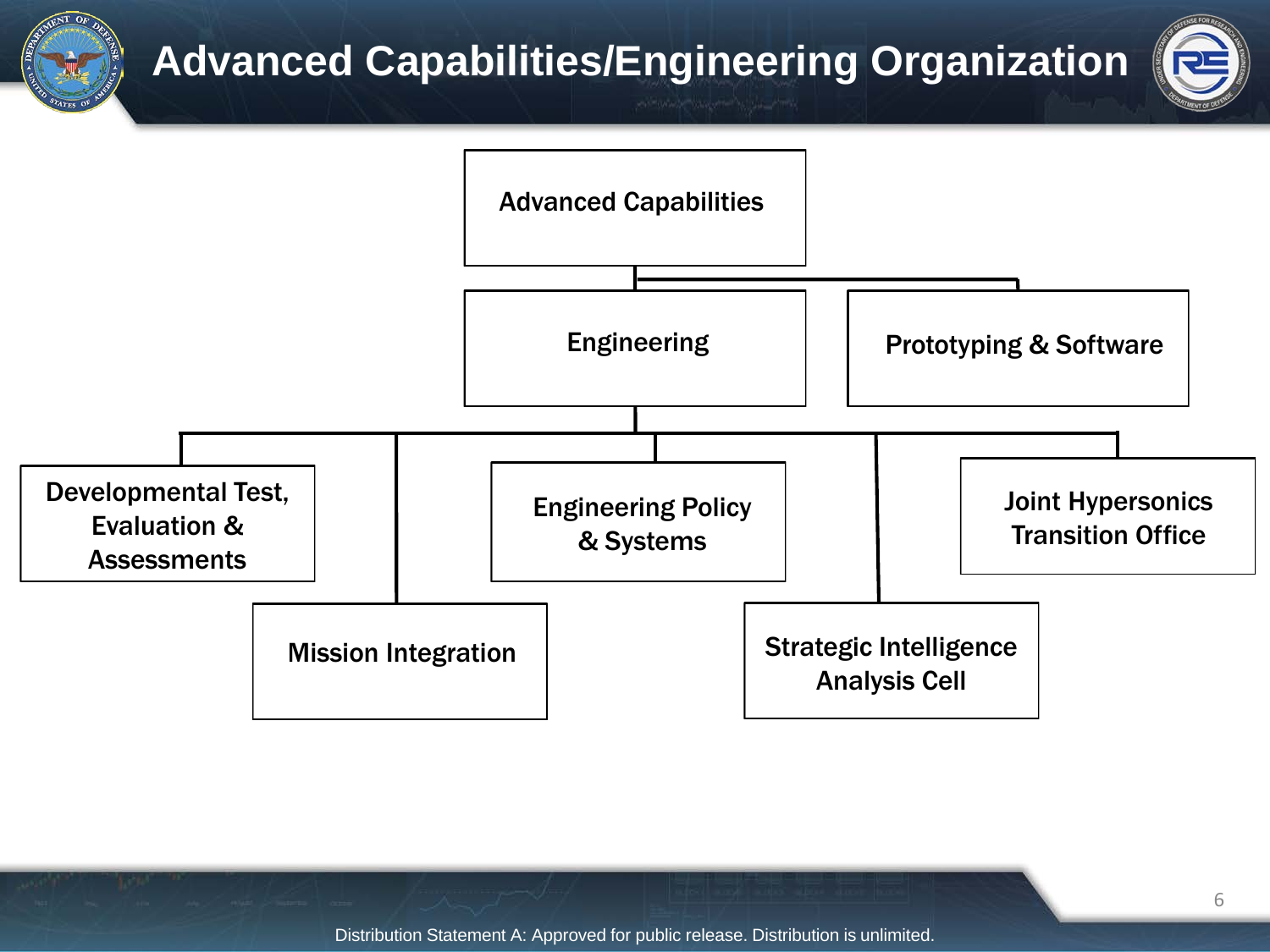# Advanced Capabilities/Engineering Organization

- Advanced Capabilities
  - Engineering
    - Developmental Test, Evaluation & Assessments
    - Mission Integration
    - Engineering Policy & Systems
    - Strategic Intelligence Analysis Cell
    - Joint Hypersonics Transition Office
  - Prototyping & Software

Distribution Statement A: Approved for public release. Distribution is unlimited.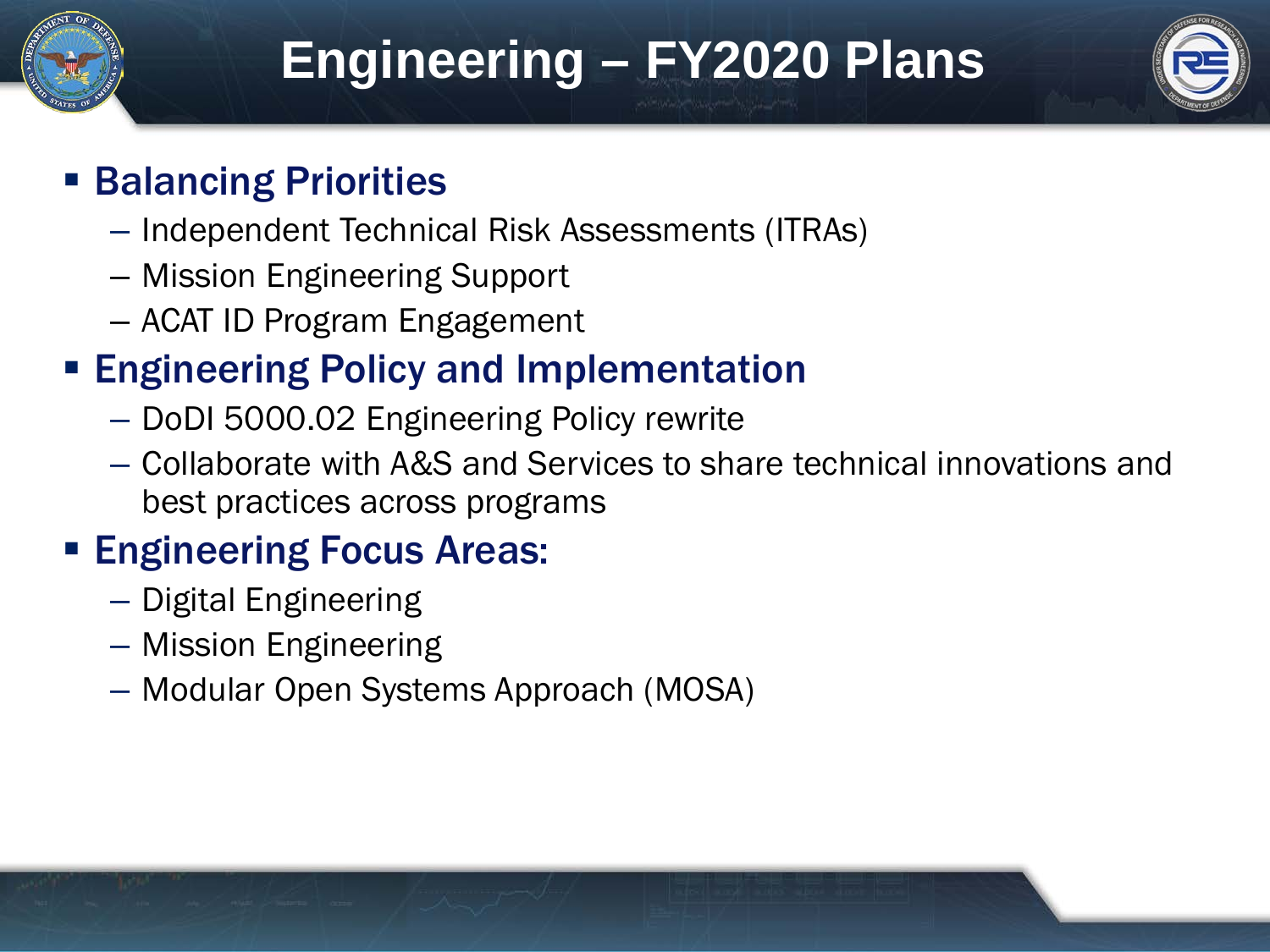# Engineering – FY2020 Plans

- **Balancing Priorities**
  - Independent Technical Risk Assessments (ITRAs)
  - Mission Engineering Support
  - ACAT ID Program Engagement
- **Engineering Policy and Implementation**
  - DoDI 5000.02 Engineering Policy rewrite
  - Collaborate with A&S and Services to share technical innovations and best practices across programs
- **Engineering Focus Areas:**
  - Digital Engineering
  - Mission Engineering
  - Modular Open Systems Approach (MOSA)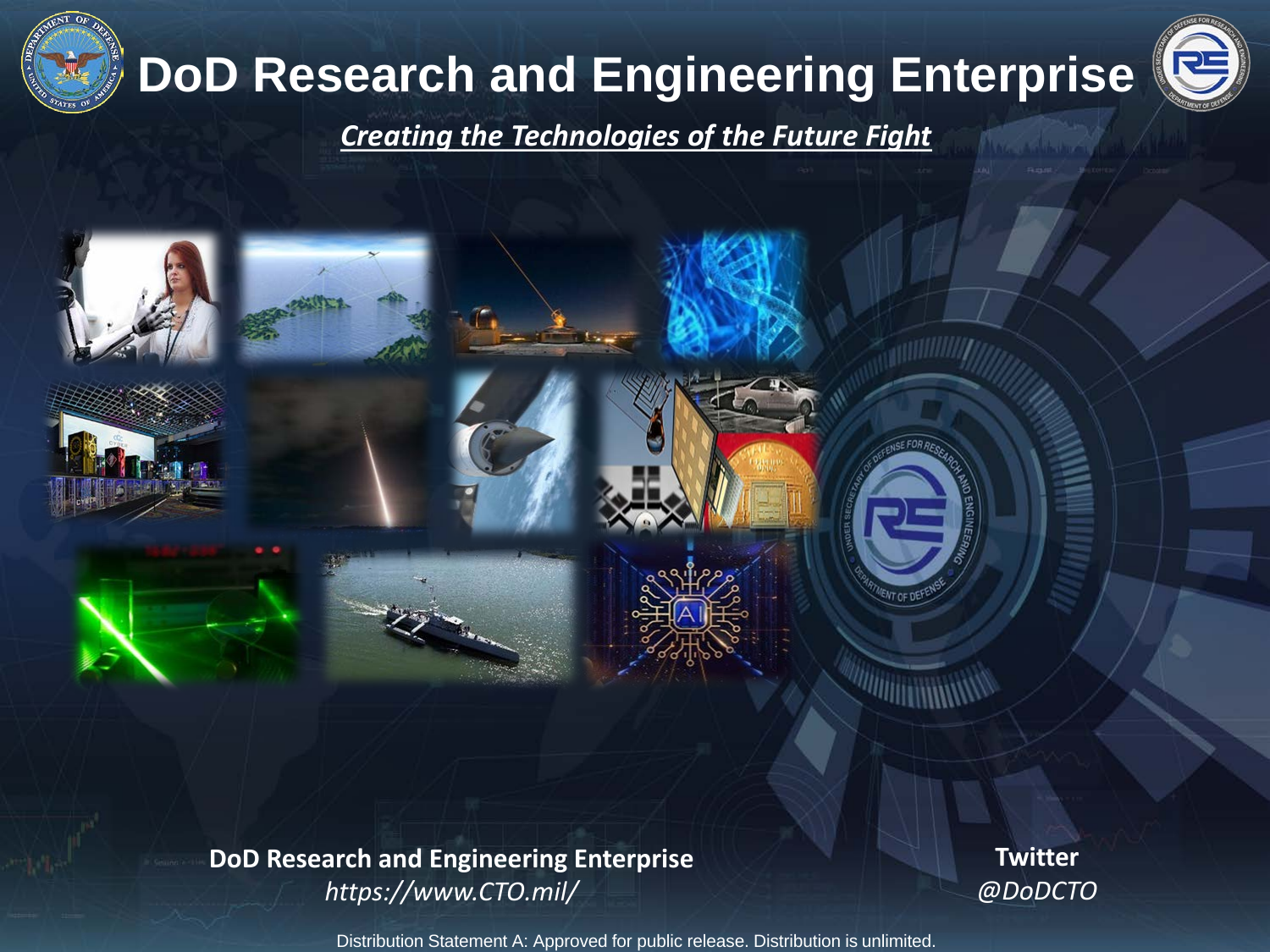# DoD Research and Engineering Enterprise

***Creating the Technologies of the Future Fight***

**DoD Research and Engineering Enterprise**
*https://www.CTO.mil/*

**Twitter**
*@DoDCTO*

Distribution Statement A: Approved for public release. Distribution is unlimited.